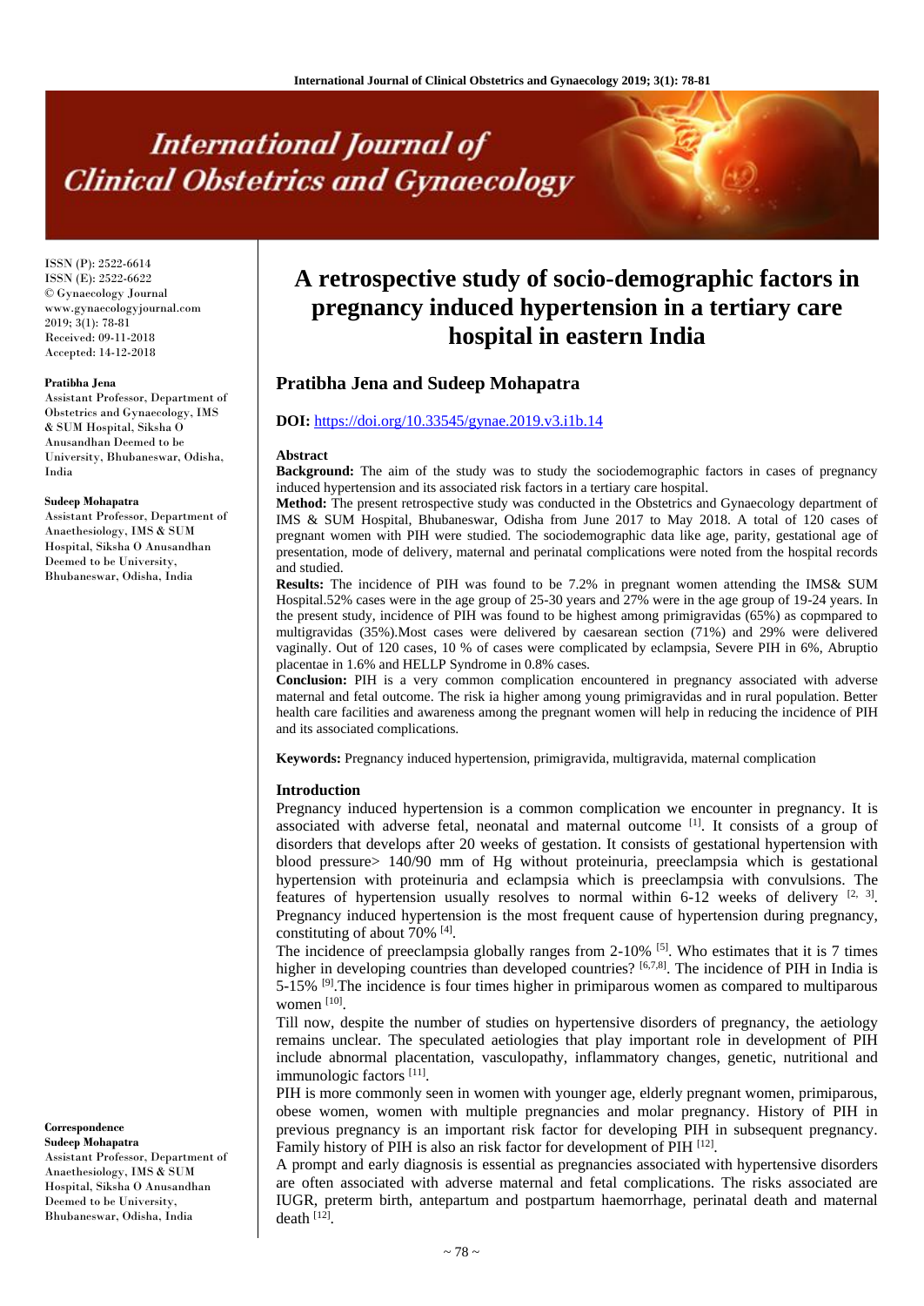# International Journal of Clinical Obstetrics and Gynaecology

ISSN (P): 2522-6614
ISSN (E): 2522-6622
© Gynaecology Journal
www.gynaecologyjournal.com
2019; 3(1): 78-81
Received: 09-11-2018
Accepted: 14-12-2018

**Pratibha Jena**
Assistant Professor, Department of Obstetrics and Gynaecology, IMS & SUM Hospital, Siksha O Anusandhan Deemed to be University, Bhubaneswar, Odisha, India

**Sudeep Mohapatra**
Assistant Professor, Department of Anaethesiology, IMS & SUM Hospital, Siksha O Anusandhan Deemed to be University, Bhubaneswar, Odisha, India

**Correspondence**
**Sudeep Mohapatra**
Assistant Professor, Department of Anaethesiology, IMS & SUM Hospital, Siksha O Anusandhan Deemed to be University, Bhubaneswar, Odisha, India

# A retrospective study of socio-demographic factors in pregnancy induced hypertension in a tertiary care hospital in eastern India

## Pratibha Jena and Sudeep Mohapatra

**DOI:** https://doi.org/10.33545/gynae.2019.v3.i1b.14

### Abstract

**Background:** The aim of the study was to study the sociodemographic factors in cases of pregnancy induced hypertension and its associated risk factors in a tertiary care hospital.

**Method:** The present retrospective study was conducted in the Obstetrics and Gynaecology department of IMS & SUM Hospital, Bhubaneswar, Odisha from June 2017 to May 2018. A total of 120 cases of pregnant women with PIH were studied. The sociodemographic data like age, parity, gestational age of presentation, mode of delivery, maternal and perinatal complications were noted from the hospital records and studied.

**Results:** The incidence of PIH was found to be 7.2% in pregnant women attending the IMS& SUM Hospital.52% cases were in the age group of 25-30 years and 27% were in the age group of 19-24 years. In the present study, incidence of PIH was found to be highest among primigravidas (65%) as copmpared to multigravidas (35%).Most cases were delivered by caesarean section (71%) and 29% were delivered vaginally. Out of 120 cases, 10 % of cases were complicated by eclampsia, Severe PIH in 6%, Abruptio placentae in 1.6% and HELLP Syndrome in 0.8% cases.

**Conclusion:** PIH is a very common complication encountered in pregnancy associated with adverse maternal and fetal outcome. The risk ia higher among young primigravidas and in rural population. Better health care facilities and awareness among the pregnant women will help in reducing the incidence of PIH and its associated complications.

**Keywords:** Pregnancy induced hypertension, primigravida, multigravida, maternal complication

### Introduction

Pregnancy induced hypertension is a common complication we encounter in pregnancy. It is associated with adverse fetal, neonatal and maternal outcome [1]. It consists of a group of disorders that develops after 20 weeks of gestation. It consists of gestational hypertension with blood pressure> 140/90 mm of Hg without proteinuria, preeclampsia which is gestational hypertension with proteinuria and eclampsia which is preeclampsia with convulsions. The features of hypertension usually resolves to normal within 6-12 weeks of delivery [2, 3]. Pregnancy induced hypertension is the most frequent cause of hypertension during pregnancy, constituting of about 70% [4].

The incidence of preeclampsia globally ranges from 2-10% [5]. Who estimates that it is 7 times higher in developing countries than developed countries? [6,7,8]. The incidence of PIH in India is 5-15% [9].The incidence is four times higher in primiparous women as compared to multiparous women [10].

Till now, despite the number of studies on hypertensive disorders of pregnancy, the aetiology remains unclear. The speculated aetiologies that play important role in development of PIH include abnormal placentation, vasculopathy, inflammatory changes, genetic, nutritional and immunologic factors [11].

PIH is more commonly seen in women with younger age, elderly pregnant women, primiparous, obese women, women with multiple pregnancies and molar pregnancy. History of PIH in previous pregnancy is an important risk factor for developing PIH in subsequent pregnancy. Family history of PIH is also an risk factor for development of PIH [12].

A prompt and early diagnosis is essential as pregnancies associated with hypertensive disorders are often associated with adverse maternal and fetal complications. The risks associated are IUGR, preterm birth, antepartum and postpartum haemorrhage, perinatal death and maternal death [12].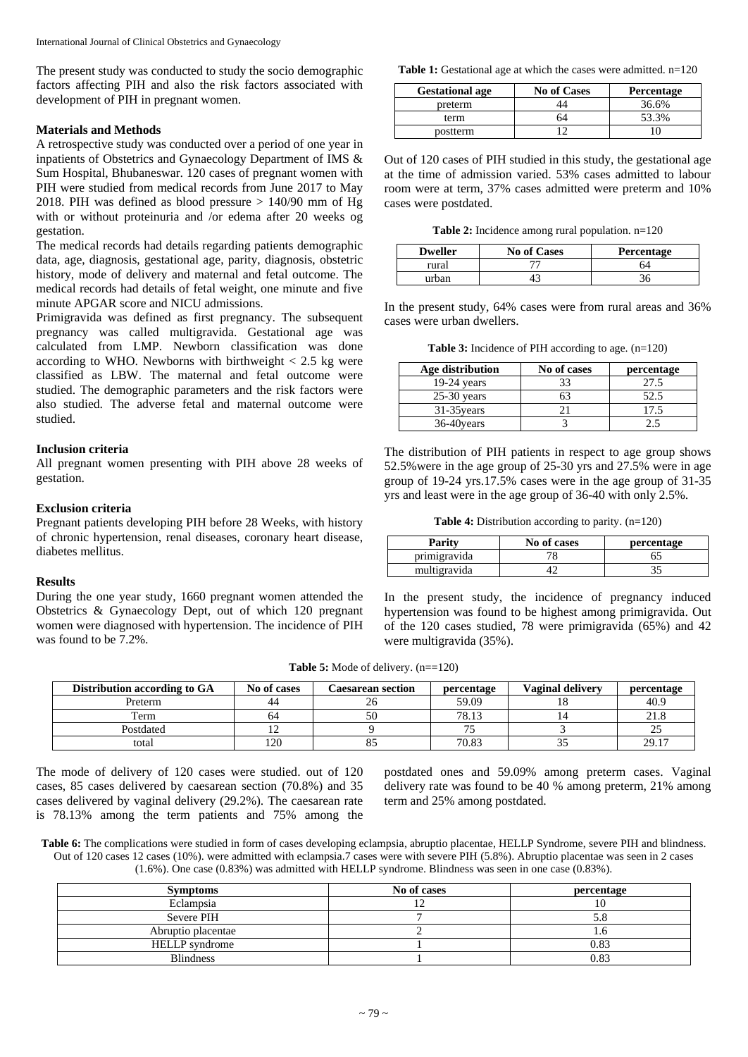The present study was conducted to study the socio demographic factors affecting PIH and also the risk factors associated with development of PIH in pregnant women.

### Materials and Methods

A retrospective study was conducted over a period of one year in inpatients of Obstetrics and Gynaecology Department of IMS & Sum Hospital, Bhubaneswar. 120 cases of pregnant women with PIH were studied from medical records from June 2017 to May 2018. PIH was defined as blood pressure > 140/90 mm of Hg with or without proteinuria and /or edema after 20 weeks og gestation.

The medical records had details regarding patients demographic data, age, diagnosis, gestational age, parity, diagnosis, obstetric history, mode of delivery and maternal and fetal outcome. The medical records had details of fetal weight, one minute and five minute APGAR score and NICU admissions.

Primigravida was defined as first pregnancy. The subsequent pregnancy was called multigravida. Gestational age was calculated from LMP. Newborn classification was done according to WHO. Newborns with birthweight < 2.5 kg were classified as LBW. The maternal and fetal outcome were studied. The demographic parameters and the risk factors were also studied. The adverse fetal and maternal outcome were studied.

### Inclusion criteria

All pregnant women presenting with PIH above 28 weeks of gestation.

### Exclusion criteria

Pregnant patients developing PIH before 28 Weeks, with history of chronic hypertension, renal diseases, coronary heart disease, diabetes mellitus.

### Results

During the one year study, 1660 pregnant women attended the Obstetrics & Gynaecology Dept, out of which 120 pregnant women were diagnosed with hypertension. The incidence of PIH was found to be 7.2%.

**Table 1:** Gestational age at which the cases were admitted. n=120

| Gestational age | No of Cases | Percentage |
|---|---|---|
| preterm | 44 | 36.6% |
| term | 64 | 53.3% |
| postterm | 12 | 10 |

Out of 120 cases of PIH studied in this study, the gestational age at the time of admission varied. 53% cases admitted to labour room were at term, 37% cases admitted were preterm and 10% cases were postdated.

**Table 2:** Incidence among rural population. n=120

| Dweller | No of Cases | Percentage |
|---|---|---|
| rural | 77 | 64 |
| urban | 43 | 36 |

In the present study, 64% cases were from rural areas and 36% cases were urban dwellers.

**Table 3:** Incidence of PIH according to age. (n=120)

| Age distribution | No of cases | percentage |
|---|---|---|
| 19-24 years | 33 | 27.5 |
| 25-30 years | 63 | 52.5 |
| 31-35years | 21 | 17.5 |
| 36-40years | 3 | 2.5 |

The distribution of PIH patients in respect to age group shows 52.5%were in the age group of 25-30 yrs and 27.5% were in age group of 19-24 yrs.17.5% cases were in the age group of 31-35 yrs and least were in the age group of 36-40 with only 2.5%.

**Table 4:** Distribution according to parity. (n=120)

| Parity | No of cases | percentage |
|---|---|---|
| primigravida | 78 | 65 |
| multigravida | 42 | 35 |

In the present study, the incidence of pregnancy induced hypertension was found to be highest among primigravida. Out of the 120 cases studied, 78 were primigravida (65%) and 42 were multigravida (35%).

**Table 5:** Mode of delivery. (n==120)

| Distribution according to GA | No of cases | Caesarean section | percentage | Vaginal delivery | percentage |
|---|---|---|---|---|---|
| Preterm | 44 | 26 | 59.09 | 18 | 40.9 |
| Term | 64 | 50 | 78.13 | 14 | 21.8 |
| Postdated | 12 | 9 | 75 | 3 | 25 |
| total | 120 | 85 | 70.83 | 35 | 29.17 |

The mode of delivery of 120 cases were studied. out of 120 cases, 85 cases delivered by caesarean section (70.8%) and 35 cases delivered by vaginal delivery (29.2%). The caesarean rate is 78.13% among the term patients and 75% among the postdated ones and 59.09% among preterm cases. Vaginal delivery rate was found to be 40 % among preterm, 21% among term and 25% among postdated.

**Table 6:** The complications were studied in form of cases developing eclampsia, abruptio placentae, HELLP Syndrome, severe PIH and blindness. Out of 120 cases 12 cases (10%). were admitted with eclampsia.7 cases were with severe PIH (5.8%). Abruptio placentae was seen in 2 cases (1.6%). One case (0.83%) was admitted with HELLP syndrome. Blindness was seen in one case (0.83%).

| Symptoms | No of cases | percentage |
|---|---|---|
| Eclampsia | 12 | 10 |
| Severe PIH | 7 | 5.8 |
| Abruptio placentae | 2 | 1.6 |
| HELLP syndrome | 1 | 0.83 |
| Blindness | 1 | 0.83 |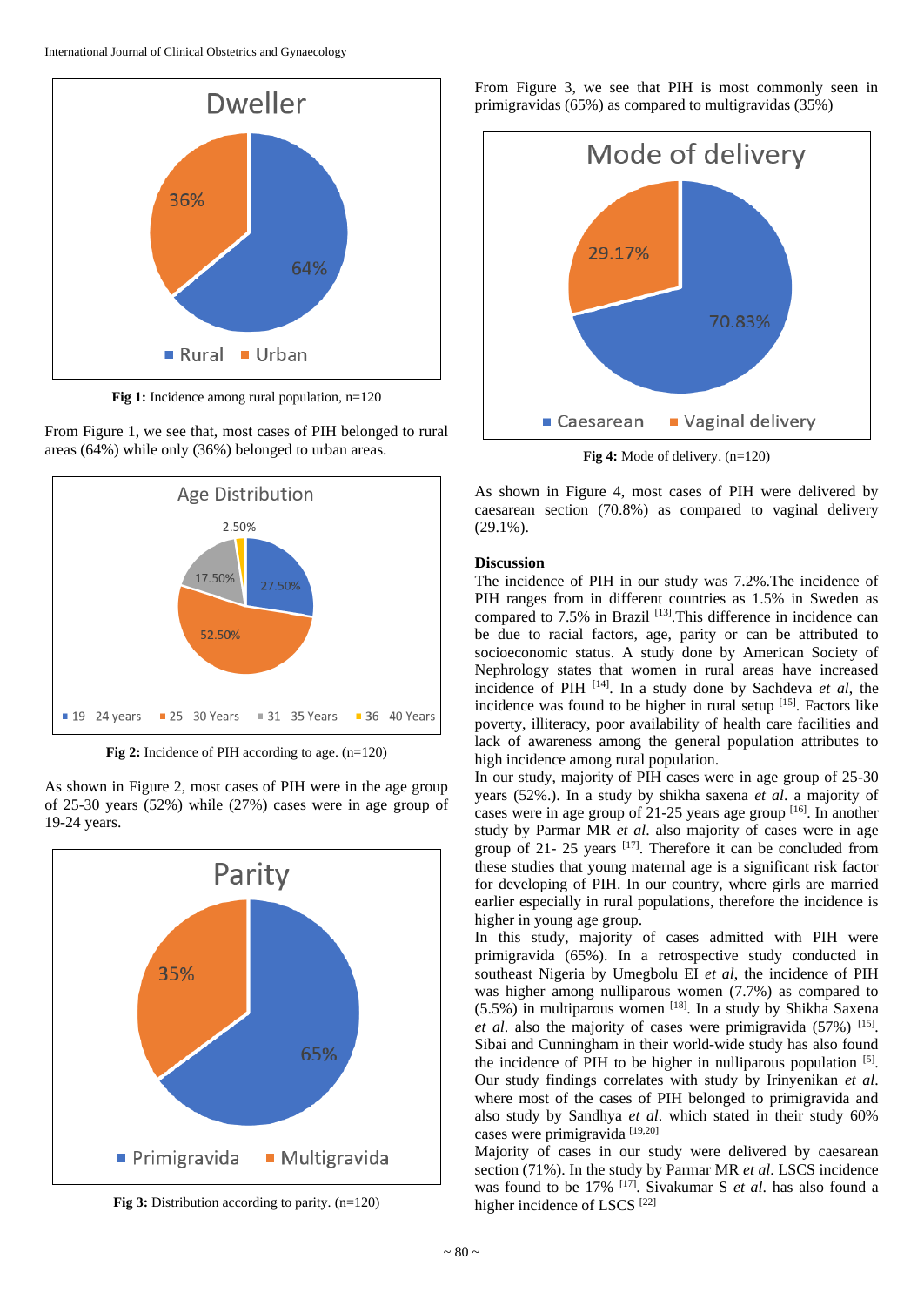Fig 1: Incidence among rural population, n=120

From Figure 1, we see that, most cases of PIH belonged to rural areas (64%) while only (36%) belonged to urban areas.

**Fig 2:** Incidence of PIH according to age. (n=120)

As shown in Figure 2, most cases of PIH were in the age group of 25-30 years (52%) while (27%) cases were in age group of 19-24 years.

**Fig 3:** Distribution according to parity. (n=120)

From Figure 3, we see that PIH is most commonly seen in primigravidas (65%) as compared to multigravidas (35%)

**Fig 4:** Mode of delivery. (n=120)

As shown in Figure 4, most cases of PIH were delivered by caesarean section (70.8%) as compared to vaginal delivery (29.1%).

**Discussion**

The incidence of PIH in our study was 7.2%.The incidence of PIH ranges from in different countries as 1.5% in Sweden as compared to 7.5% in Brazil [13].This difference in incidence can be due to racial factors, age, parity or can be attributed to socioeconomic status. A study done by American Society of Nephrology states that women in rural areas have increased incidence of PIH [14]. In a study done by Sachdeva *et al*, the incidence was found to be higher in rural setup [15]. Factors like poverty, illiteracy, poor availability of health care facilities and lack of awareness among the general population attributes to high incidence among rural population.

In our study, majority of PIH cases were in age group of 25-30 years (52%.). In a study by shikha saxena *et al*. a majority of cases were in age group of 21-25 years age group [16]. In another study by Parmar MR *et al*. also majority of cases were in age group of 21- 25 years [17]. Therefore it can be concluded from these studies that young maternal age is a significant risk factor for developing of PIH. In our country, where girls are married earlier especially in rural populations, therefore the incidence is higher in young age group.

In this study, majority of cases admitted with PIH were primigravida (65%). In a retrospective study conducted in southeast Nigeria by Umegbolu EI *et al*, the incidence of PIH was higher among nulliparous women (7.7%) as compared to (5.5%) in multiparous women [18]. In a study by Shikha Saxena *et al*. also the majority of cases were primigravida (57%) [15]. Sibai and Cunningham in their world-wide study has also found the incidence of PIH to be higher in nulliparous population [5]. Our study findings correlates with study by Irinyenikan *et al*. where most of the cases of PIH belonged to primigravida and also study by Sandhya *et al*. which stated in their study 60% cases were primigravida [19,20]

Majority of cases in our study were delivered by caesarean section (71%). In the study by Parmar MR *et al*. LSCS incidence was found to be 17% [17]. Sivakumar S *et al*. has also found a higher incidence of LSCS [22]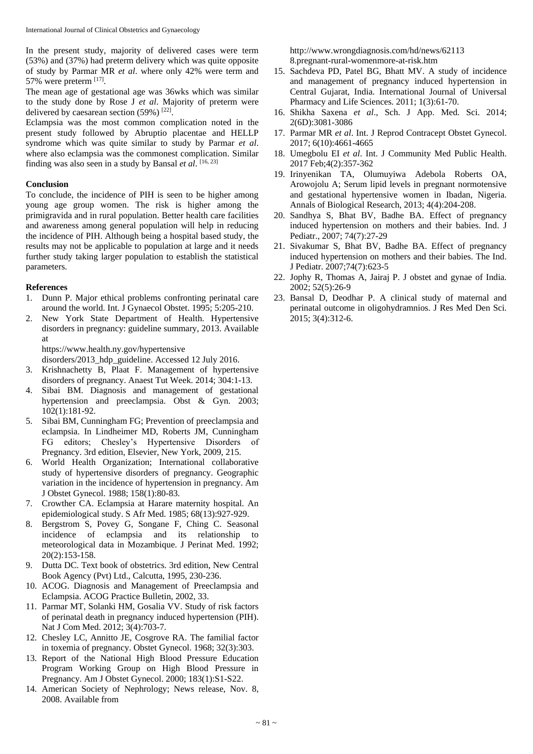In the present study, majority of delivered cases were term (53%) and (37%) had preterm delivery which was quite opposite of study by Parmar MR *et al*. where only 42% were term and 57% were preterm [17].

The mean age of gestational age was 36wks which was similar to the study done by Rose J *et al*. Majority of preterm were delivered by caesarean section (59%) [22].

Eclampsia was the most common complication noted in the present study followed by Abruptio placentae and HELLP syndrome which was quite similar to study by Parmar *et al*. where also eclampsia was the commonest complication. Similar finding was also seen in a study by Bansal *et al*. [16, 23]

## Conclusion

To conclude, the incidence of PIH is seen to be higher among young age group women. The risk is higher among the primigravida and in rural population. Better health care facilities and awareness among general population will help in reducing the incidence of PIH. Although being a hospital based study, the results may not be applicable to population at large and it needs further study taking larger population to establish the statistical parameters.

## References

1. Dunn P. Major ethical problems confronting perinatal care around the world. Int. J Gynaecol Obstet. 1995; 5:205-210.
2. New York State Department of Health. Hypertensive disorders in pregnancy: guideline summary, 2013. Available at https://www.health.ny.gov/hypertensive disorders/2013_hdp_guideline. Accessed 12 July 2016.
3. Krishnachetty B, Plaat F. Management of hypertensive disorders of pregnancy. Anaest Tut Week. 2014; 304:1-13.
4. Sibai BM. Diagnosis and management of gestational hypertension and preeclampsia. Obst & Gyn. 2003; 102(1):181-92.
5. Sibai BM, Cunningham FG; Prevention of preeclampsia and eclampsia. In Lindheimer MD, Roberts JM, Cunningham FG editors; Chesley's Hypertensive Disorders of Pregnancy. 3rd edition, Elsevier, New York, 2009, 215.
6. World Health Organization; International collaborative study of hypertensive disorders of pregnancy. Geographic variation in the incidence of hypertension in pregnancy. Am J Obstet Gynecol. 1988; 158(1):80-83.
7. Crowther CA. Eclampsia at Harare maternity hospital. An epidemiological study. S Afr Med. 1985; 68(13):927-929.
8. Bergstrom S, Povey G, Songane F, Ching C. Seasonal incidence of eclampsia and its relationship to meteorological data in Mozambique. J Perinat Med. 1992; 20(2):153-158.
9. Dutta DC. Text book of obstetrics. 3rd edition, New Central Book Agency (Pvt) Ltd., Calcutta, 1995, 230-236.
10. ACOG. Diagnosis and Management of Preeclampsia and Eclampsia. ACOG Practice Bulletin, 2002, 33.
11. Parmar MT, Solanki HM, Gosalia VV. Study of risk factors of perinatal death in pregnancy induced hypertension (PIH). Nat J Com Med. 2012; 3(4):703-7.
12. Chesley LC, Annitto JE, Cosgrove RA. The familial factor in toxemia of pregnancy. Obstet Gynecol. 1968; 32(3):303.
13. Report of the National High Blood Pressure Education Program Working Group on High Blood Pressure in Pregnancy. Am J Obstet Gynecol. 2000; 183(1):S1-S22.
14. American Society of Nephrology; News release, Nov. 8, 2008. Available from http://www.wrongdiagnosis.com/hd/news/62113 8.pregnant-rural-womenmore-at-risk.htm
15. Sachdeva PD, Patel BG, Bhatt MV. A study of incidence and management of pregnancy induced hypertension in Central Gujarat, India. International Journal of Universal Pharmacy and Life Sciences. 2011; 1(3):61-70.
16. Shikha Saxena *et al*., Sch. J App. Med. Sci. 2014; 2(6D):3081-3086
17. Parmar MR *et al*. Int. J Reprod Contracept Obstet Gynecol. 2017; 6(10):4661-4665
18. Umegbolu EI *et al*. Int. J Community Med Public Health. 2017 Feb;4(2):357-362
19. Irinyenikan TA, Olumuyiwa Adebola Roberts OA, Arowojolu A; Serum lipid levels in pregnant normotensive and gestational hypertensive women in Ibadan, Nigeria. Annals of Biological Research, 2013; 4(4):204-208.
20. Sandhya S, Bhat BV, Badhe BA. Effect of pregnancy induced hypertension on mothers and their babies. Ind. J Pediatr., 2007; 74(7):27-29
21. Sivakumar S, Bhat BV, Badhe BA. Effect of pregnancy induced hypertension on mothers and their babies. The Ind. J Pediatr. 2007;74(7):623-5
22. Jophy R, Thomas A, Jairaj P. J obstet and gynae of India. 2002; 52(5):26-9
23. Bansal D, Deodhar P. A clinical study of maternal and perinatal outcome in oligohydramnios. J Res Med Den Sci. 2015; 3(4):312-6.